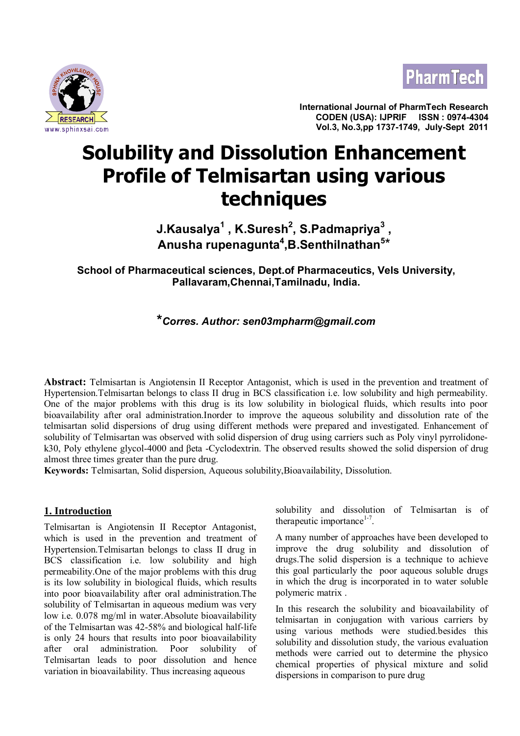# Solubility and Dissolution Enhancement Profile of Telmisartan using various techniques

**J.Kausalya[1] , K.Suresh[2], S.Padmapriya[3] , Anusha rupenagunta[4],B.Senthilnathan[5]***

**School of Pharmaceutical sciences, Dept.of Pharmaceutics, Vels University, Pallavaram,Chennai,Tamilnadu, India.**

***Corres. Author: sen03mpharm@gmail.com***

**Abstract:** Telmisartan is Angiotensin II Receptor Antagonist, which is used in the prevention and treatment of Hypertension.Telmisartan belongs to class II drug in BCS classification i.e. low solubility and high permeability. One of the major problems with this drug is its low solubility in biological fluids, which results into poor bioavailability after oral administration.Inorder to improve the aqueous solubility and dissolution rate of the telmisartan solid dispersions of drug using different methods were prepared and investigated. Enhancement of solubility of Telmisartan was observed with solid dispersion of drug using carriers such as Poly vinyl pyrrolidone-k30, Poly ethylene glycol-4000 and βeta -Cyclodextrin. The observed results showed the solid dispersion of drug almost three times greater than the pure drug.

**Keywords:** Telmisartan, Solid dispersion, Aqueous solubility,Bioavailability, Dissolution.

## 1. Introduction

Telmisartan is Angiotensin II Receptor Antagonist, which is used in the prevention and treatment of Hypertension.Telmisartan belongs to class II drug in BCS classification i.e. low solubility and high permeability.One of the major problems with this drug is its low solubility in biological fluids, which results into poor bioavailability after oral administration.The solubility of Telmisartan in aqueous medium was very low i.e. 0.078 mg/ml in water.Absolute bioavailability of the Telmisartan was 42-58% and biological half-life is only 24 hours that results into poor bioavailability after oral administration. Poor solubility of Telmisartan leads to poor dissolution and hence variation in bioavailability. Thus increasing aqueous solubility and dissolution of Telmisartan is of therapeutic importance[1-7].

A many number of approaches have been developed to improve the drug solubility and dissolution of drugs.The solid dispersion is a technique to achieve this goal particularly the poor aqueous soluble drugs in which the drug is incorporated in to water soluble polymeric matrix .

In this research the solubility and bioavailability of telmisartan in conjugation with various carriers by using various methods were studied.besides this solubility and dissolution study, the various evaluation methods were carried out to determine the physico chemical properties of physical mixture and solid dispersions in comparison to pure drug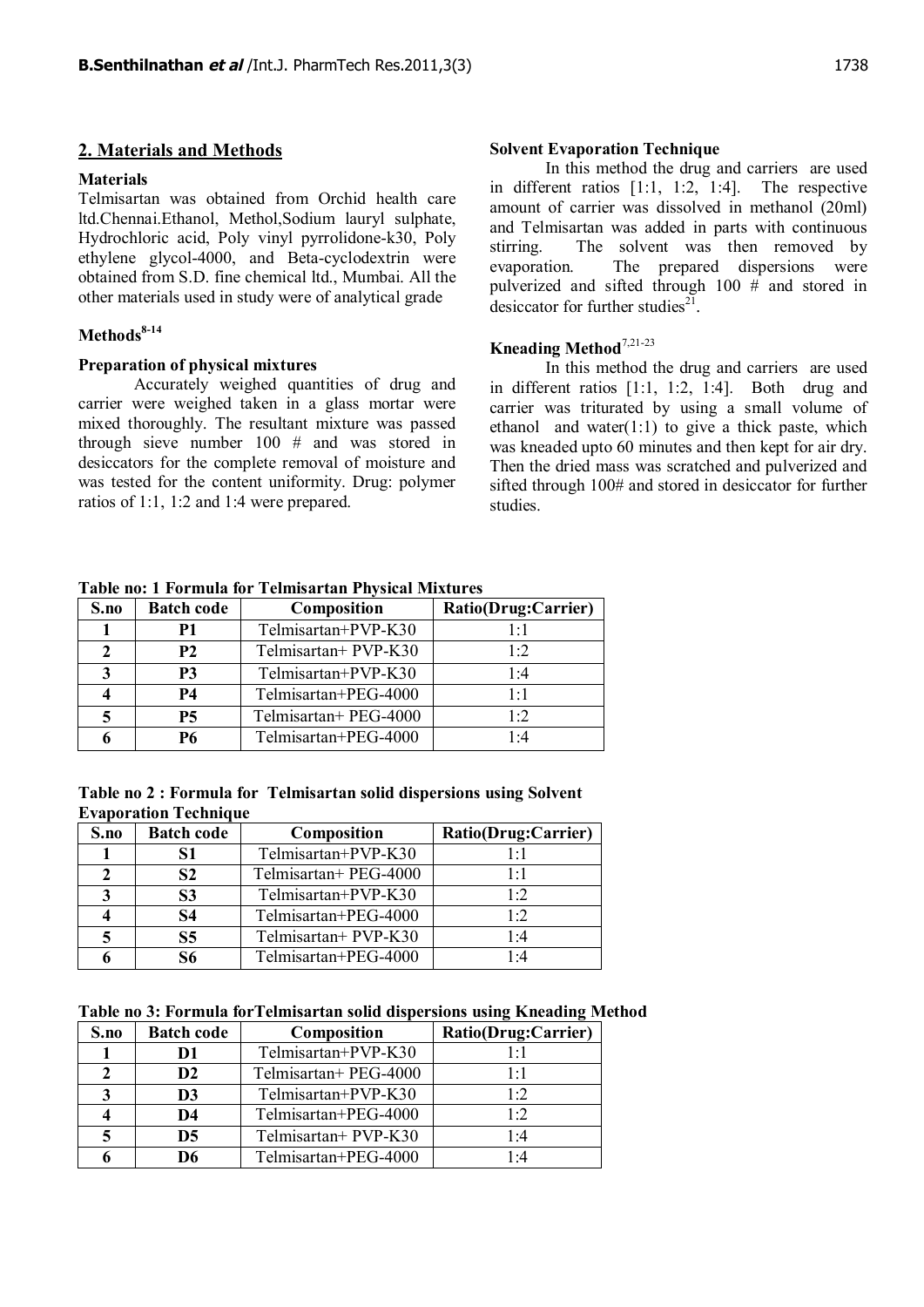## 2. Materials and Methods

### Materials

Telmisartan was obtained from Orchid health care ltd.Chennai.Ethanol, Methol,Sodium lauryl sulphate, Hydrochloric acid, Poly vinyl pyrrolidone-k30, Poly ethylene glycol-4000, and Beta-cyclodextrin were obtained from S.D. fine chemical ltd., Mumbai. All the other materials used in study were of analytical grade

### Methods[8-14]

#### Preparation of physical mixtures

Accurately weighed quantities of drug and carrier were weighed taken in a glass mortar were mixed thoroughly. The resultant mixture was passed through sieve number 100 # and was stored in desiccators for the complete removal of moisture and was tested for the content uniformity. Drug: polymer ratios of 1:1, 1:2 and 1:4 were prepared.

#### Solvent Evaporation Technique

In this method the drug and carriers are used in different ratios [1:1, 1:2, 1:4]. The respective amount of carrier was dissolved in methanol (20ml) and Telmisartan was added in parts with continuous stirring. The solvent was then removed by evaporation. The prepared dispersions were pulverized and sifted through 100 # and stored in desiccator for further studies[21].

#### Kneading Method[7,21-23]

In this method the drug and carriers are used in different ratios [1:1, 1:2, 1:4]. Both drug and carrier was triturated by using a small volume of ethanol and water(1:1) to give a thick paste, which was kneaded upto 60 minutes and then kept for air dry. Then the dried mass was scratched and pulverized and sifted through 100# and stored in desiccator for further studies.

**Table no: 1 Formula for Telmisartan Physical Mixtures**

| S.no | Batch code | Composition | Ratio(Drug:Carrier) |
|---|---|---|---|
| 1 | P1 | Telmisartan+PVP-K30 | 1:1 |
| 2 | P2 | Telmisartan+ PVP-K30 | 1:2 |
| 3 | P3 | Telmisartan+PVP-K30 | 1:4 |
| 4 | P4 | Telmisartan+PEG-4000 | 1:1 |
| 5 | P5 | Telmisartan+ PEG-4000 | 1:2 |
| 6 | P6 | Telmisartan+PEG-4000 | 1:4 |

**Table no 2 : Formula for Telmisartan solid dispersions using Solvent Evaporation Technique**

| S.no | Batch code | Composition | Ratio(Drug:Carrier) |
|---|---|---|---|
| 1 | S1 | Telmisartan+PVP-K30 | 1:1 |
| 2 | S2 | Telmisartan+ PEG-4000 | 1:1 |
| 3 | S3 | Telmisartan+PVP-K30 | 1:2 |
| 4 | S4 | Telmisartan+PEG-4000 | 1:2 |
| 5 | S5 | Telmisartan+ PVP-K30 | 1:4 |
| 6 | S6 | Telmisartan+PEG-4000 | 1:4 |

**Table no 3: Formula forTelmisartan solid dispersions using Kneading Method**

| S.no | Batch code | Composition | Ratio(Drug:Carrier) |
|---|---|---|---|
| 1 | D1 | Telmisartan+PVP-K30 | 1:1 |
| 2 | D2 | Telmisartan+ PEG-4000 | 1:1 |
| 3 | D3 | Telmisartan+PVP-K30 | 1:2 |
| 4 | D4 | Telmisartan+PEG-4000 | 1:2 |
| 5 | D5 | Telmisartan+ PVP-K30 | 1:4 |
| 6 | D6 | Telmisartan+PEG-4000 | 1:4 |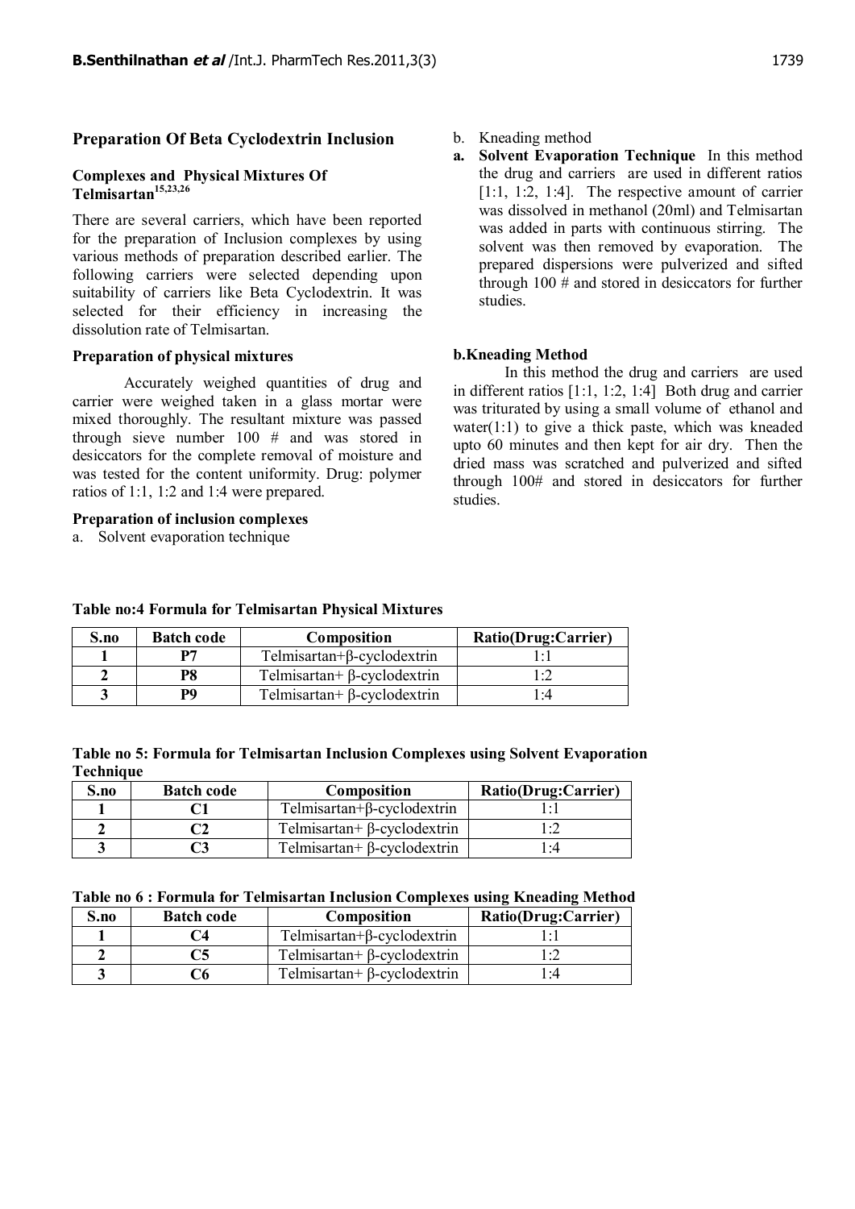## Preparation Of Beta Cyclodextrin Inclusion

### Complexes and Physical Mixtures Of Telmisartan[15,23,26]

There are several carriers, which have been reported for the preparation of Inclusion complexes by using various methods of preparation described earlier. The following carriers were selected depending upon suitability of carriers like Beta Cyclodextrin. It was selected for their efficiency in increasing the dissolution rate of Telmisartan.

### Preparation of physical mixtures

Accurately weighed quantities of drug and carrier were weighed taken in a glass mortar were mixed thoroughly. The resultant mixture was passed through sieve number 100 # and was stored in desiccators for the complete removal of moisture and was tested for the content uniformity. Drug: polymer ratios of 1:1, 1:2 and 1:4 were prepared.

### Preparation of inclusion complexes

a. Solvent evaporation technique
b. Kneading method

**a. Solvent Evaporation Technique** In this method the drug and carriers are used in different ratios [1:1, 1:2, 1:4]. The respective amount of carrier was dissolved in methanol (20ml) and Telmisartan was added in parts with continuous stirring. The solvent was then removed by evaporation. The prepared dispersions were pulverized and sifted through 100 # and stored in desiccators for further studies.

**b.Kneading Method**

In this method the drug and carriers are used in different ratios [1:1, 1:2, 1:4] Both drug and carrier was triturated by using a small volume of ethanol and water(1:1) to give a thick paste, which was kneaded upto 60 minutes and then kept for air dry. Then the dried mass was scratched and pulverized and sifted through 100# and stored in desiccators for further studies.

**Table no:4 Formula for Telmisartan Physical Mixtures**

| S.no | Batch code | Composition | Ratio(Drug:Carrier) |
|---|---|---|---|
| 1 | P7 | Telmisartan+β-cyclodextrin | 1:1 |
| 2 | P8 | Telmisartan+ β-cyclodextrin | 1:2 |
| 3 | P9 | Telmisartan+ β-cyclodextrin | 1:4 |

**Table no 5: Formula for Telmisartan Inclusion Complexes using Solvent Evaporation Technique**

| S.no | Batch code | Composition | Ratio(Drug:Carrier) |
|---|---|---|---|
| 1 | C1 | Telmisartan+β-cyclodextrin | 1:1 |
| 2 | C2 | Telmisartan+ β-cyclodextrin | 1:2 |
| 3 | C3 | Telmisartan+ β-cyclodextrin | 1:4 |

**Table no 6 : Formula for Telmisartan Inclusion Complexes using Kneading Method**

| S.no | Batch code | Composition | Ratio(Drug:Carrier) |
|---|---|---|---|
| 1 | C4 | Telmisartan+β-cyclodextrin | 1:1 |
| 2 | C5 | Telmisartan+ β-cyclodextrin | 1:2 |
| 3 | C6 | Telmisartan+ β-cyclodextrin | 1:4 |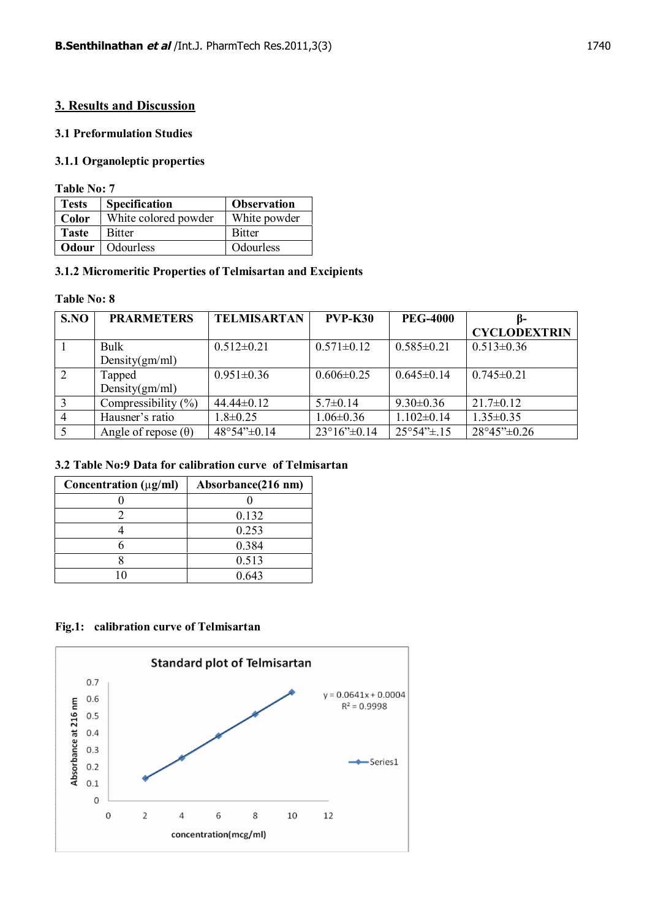## 3. Results and Discussion

### 3.1 Preformulation Studies

#### 3.1.1 Organoleptic properties

**Table No: 7**

| Tests | Specification | Observation |
|---|---|---|
| **Color** | White colored powder | White powder |
| **Taste** | Bitter | Bitter |
| **Odour** | Odourless | Odourless |

#### 3.1.2 Micromeritic Properties of Telmisartan and Excipients

**Table No: 8**

| S.NO | PRARMETERS | TELMISARTAN | PVP-K30 | PEG-4000 | β-CYCLODEXTRIN |
|---|---|---|---|---|---|
| 1 | Bulk Density(gm/ml) | 0.512±0.21 | 0.571±0.12 | 0.585±0.21 | 0.513±0.36 |
| 2 | Tapped Density(gm/ml) | 0.951±0.36 | 0.606±0.25 | 0.645±0.14 | 0.745±0.21 |
| 3 | Compressibility (%) | 44.44±0.12 | 5.7±0.14 | 9.30±0.36 | 21.7±0.12 |
| 4 | Hausner's ratio | 1.8±0.25 | 1.06±0.36 | 1.102±0.14 | 1.35±0.35 |
| 5 | Angle of repose (θ) | 48°54"±0.14 | 23°16"±0.14 | 25°54"±.15 | 28°45"±0.26 |

### 3.2 Table No:9 Data for calibration curve of Telmisartan

| Concentration (μg/ml) | Absorbance(216 nm) |
|---|---|
| 0 | 0 |
| 2 | 0.132 |
| 4 | 0.253 |
| 6 | 0.384 |
| 8 | 0.513 |
| 10 | 0.643 |

**Fig.1: calibration curve of Telmisartan**

Standard plot of Telmisartan

$y = 0.0641x + 0.0004$

$R^2 = 0.9998$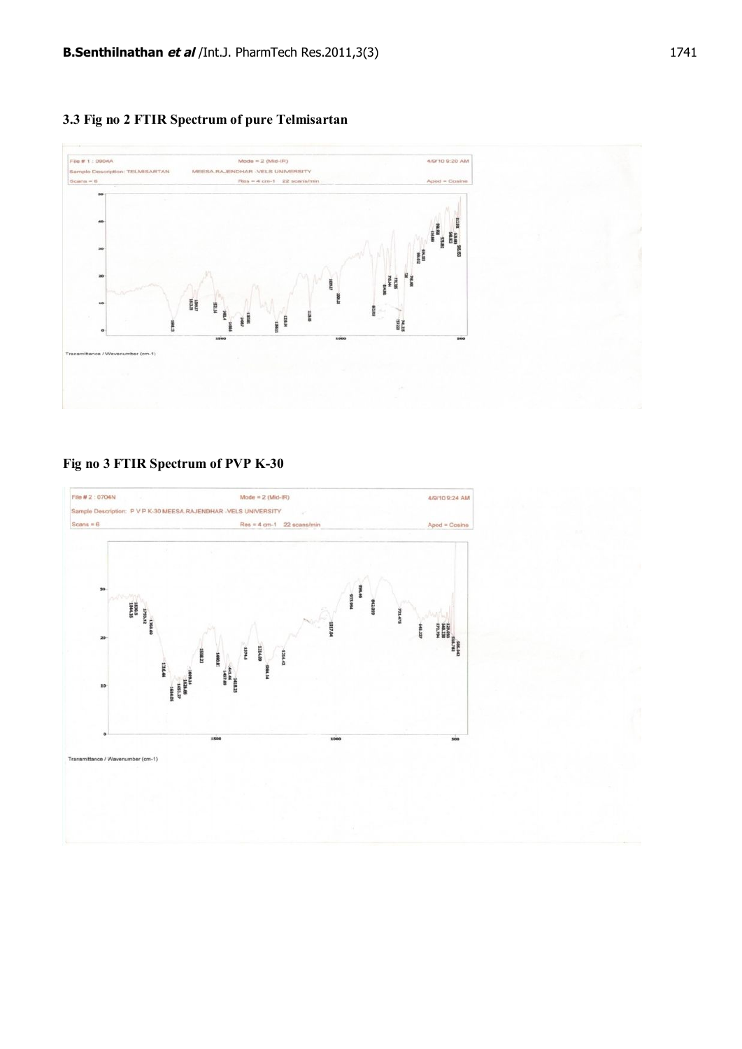### 3.3 Fig no 2 FTIR Spectrum of pure Telmisartan

### Fig no 3 FTIR Spectrum of PVP K-30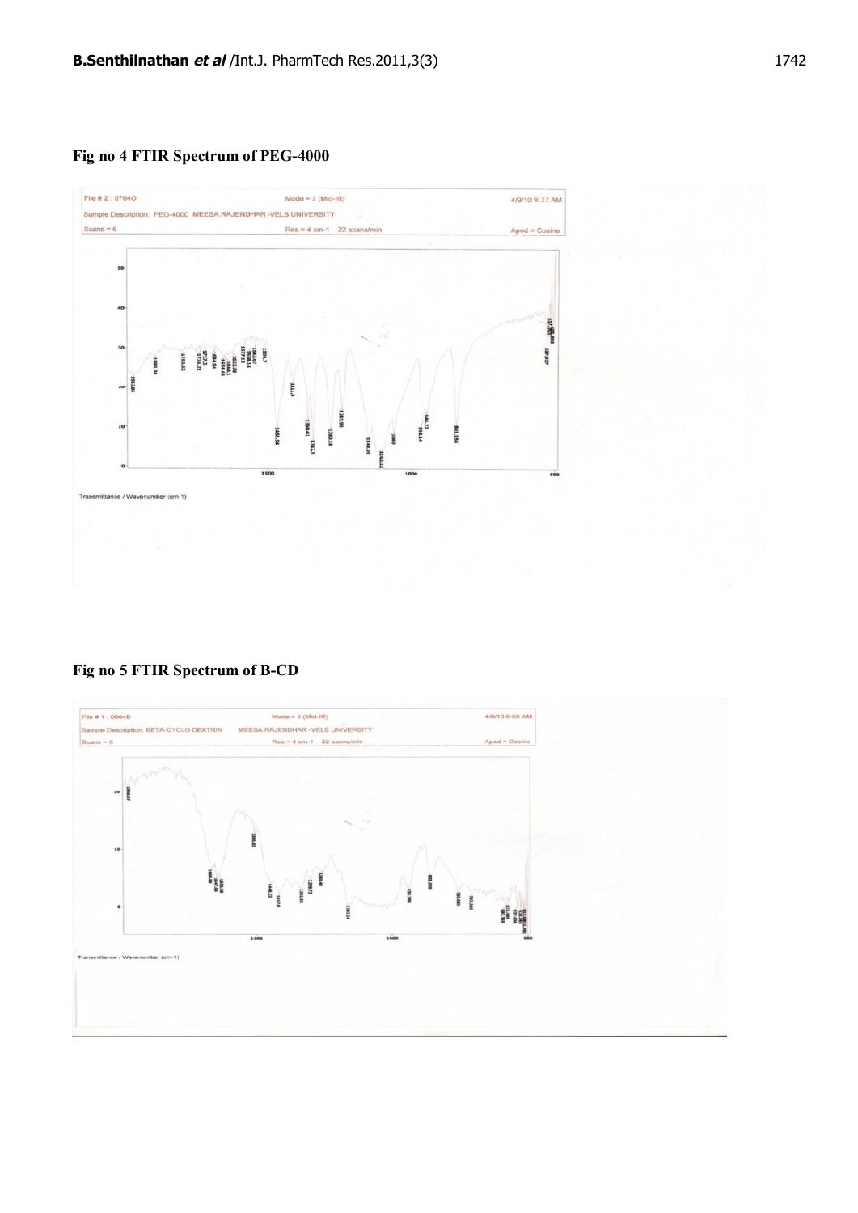**Fig no 4 FTIR Spectrum of PEG-4000**

**Fig no 5 FTIR Spectrum of B-CD**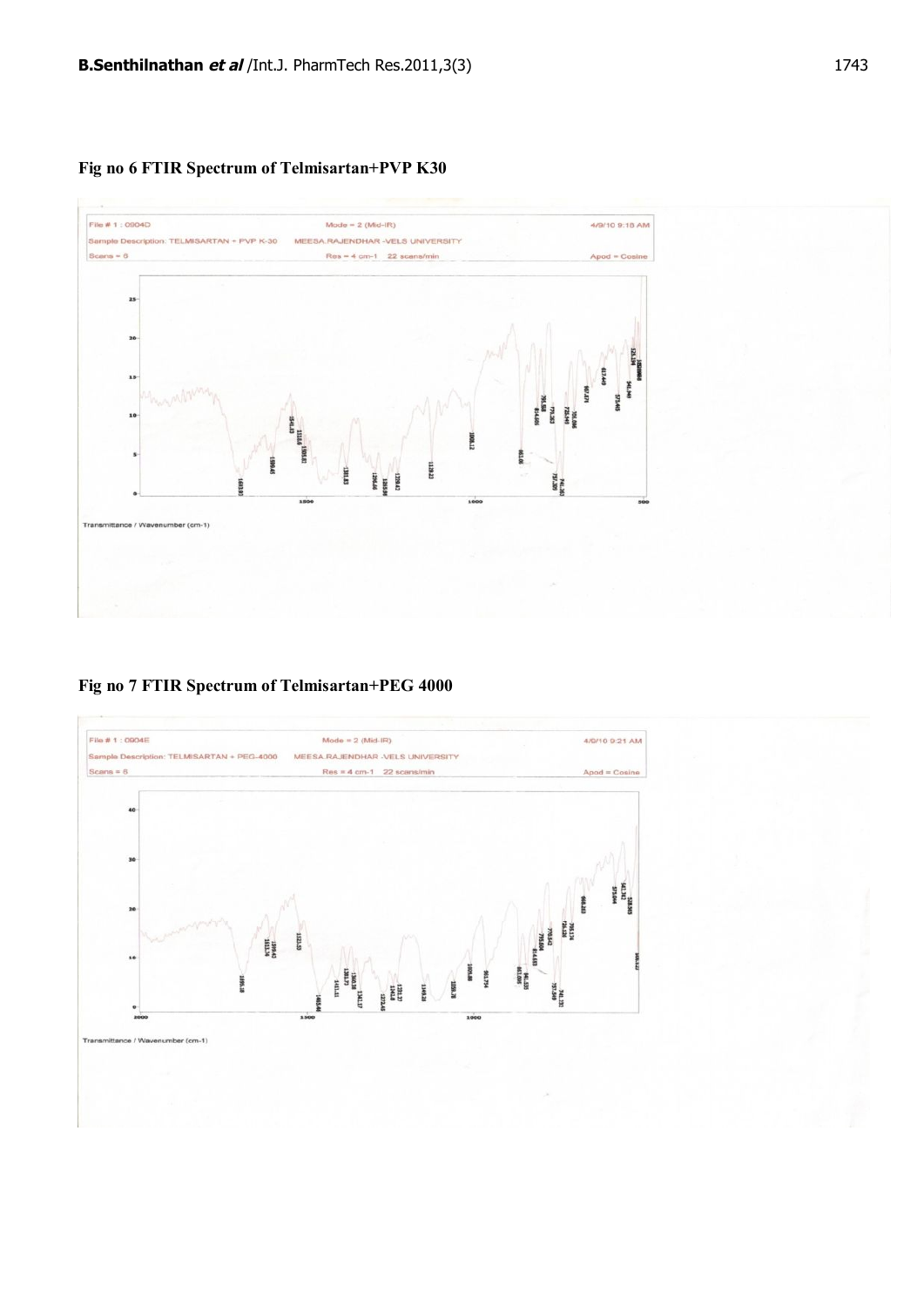**Fig no 6 FTIR Spectrum of Telmisartan+PVP K30**

**Fig no 7 FTIR Spectrum of Telmisartan+PEG 4000**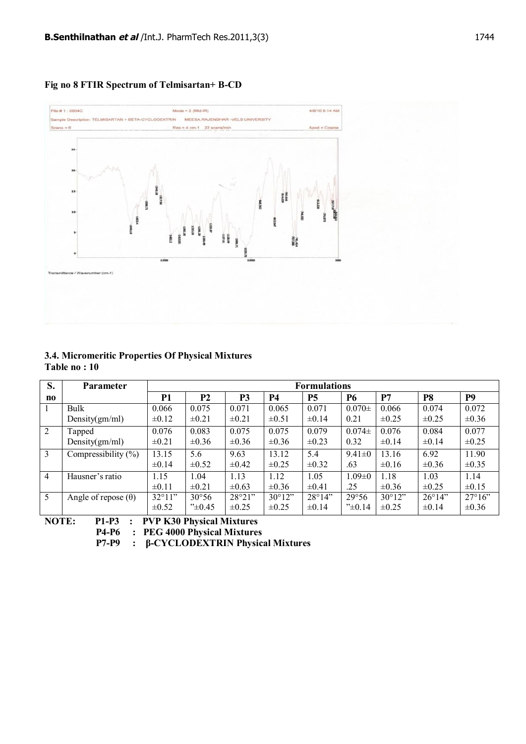**Fig no 8 FTIR Spectrum of Telmisartan+ B-CD**

### 3.4. Micromeritic Properties Of Physical Mixtures

**Table no : 10**

| S. no | Parameter | Formulations | | | | | | | | |
|---|---|---|---|---|---|---|---|---|---|---|
| | | **P1** | **P2** | **P3** | **P4** | **P5** | **P6** | **P7** | **P8** | **P9** |
| 1 | Bulk Density(gm/ml) | 0.066 ±0.12 | 0.075 ±0.21 | 0.071 ±0.21 | 0.065 ±0.51 | 0.071 ±0.14 | 0.070± 0.21 | 0.066 ±0.25 | 0.074 ±0.25 | 0.072 ±0.36 |
| 2 | Tapped Density(gm/ml) | 0.076 ±0.21 | 0.083 ±0.36 | 0.075 ±0.36 | 0.075 ±0.36 | 0.079 ±0.23 | 0.074± 0.32 | 0.076 ±0.14 | 0.084 ±0.14 | 0.077 ±0.25 |
| 3 | Compressibility (%) | 13.15 ±0.14 | 5.6 ±0.52 | 9.63 ±0.42 | 13.12 ±0.25 | 5.4 ±0.32 | 9.41±0 .63 | 13.16 ±0.16 | 6.92 ±0.36 | 11.90 ±0.35 |
| 4 | Hausner's ratio | 1.15 ±0.11 | 1.04 ±0.21 | 1.13 ±0.63 | 1.12 ±0.36 | 1.05 ±0.41 | 1.09±0 .25 | 1.18 ±0.36 | 1.03 ±0.25 | 1.14 ±0.15 |
| 5 | Angle of repose (θ) | 32°11" ±0.52 | 30°56 "±0.45 | 28°21" ±0.25 | 30°12" ±0.25 | 28°14" ±0.14 | 29°56 "±0.14 | 30°12" ±0.25 | 26°14" ±0.14 | 27°16" ±0.36 |

**NOTE:** **P1-P3 : PVP K30 Physical Mixtures**
**P4-P6 : PEG 4000 Physical Mixtures**
**P7-P9 : β-CYCLODEXTRIN Physical Mixtures**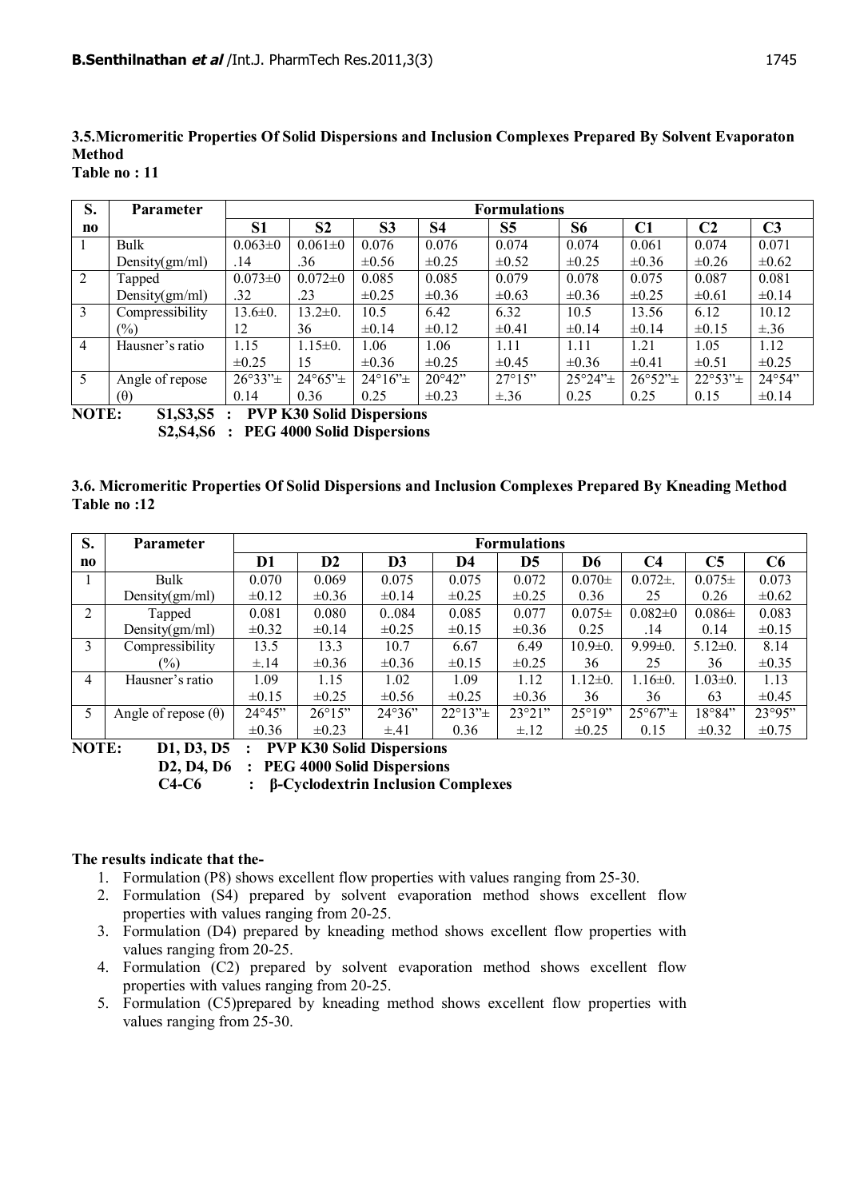**3.5.Micromeritic Properties Of Solid Dispersions and Inclusion Complexes Prepared By Solvent Evaporaton Method**

**Table no : 11**

| S. no | Parameter | Formulations | | | | | | | | |
|---|---|---|---|---|---|---|---|---|---|---|
| | | **S1** | **S2** | **S3** | **S4** | **S5** | **S6** | **C1** | **C2** | **C3** |
| 1 | Bulk Density(gm/ml) | 0.063±0 .14 | 0.061±0 .36 | 0.076 ±0.56 | 0.076 ±0.25 | 0.074 ±0.52 | 0.074 ±0.25 | 0.061 ±0.36 | 0.074 ±0.26 | 0.071 ±0.62 |
| 2 | Tapped Density(gm/ml) | 0.073±0 .32 | 0.072±0 .23 | 0.085 ±0.25 | 0.085 ±0.36 | 0.079 ±0.63 | 0.078 ±0.36 | 0.075 ±0.25 | 0.087 ±0.61 | 0.081 ±0.14 |
| 3 | Compressibility (%) | 13.6±0. 12 | 13.2±0. 36 | 10.5 ±0.14 | 6.42 ±0.12 | 6.32 ±0.41 | 10.5 ±0.14 | 13.56 ±0.14 | 6.12 ±0.15 | 10.12 ±.36 |
| 4 | Hausner's ratio | 1.15 ±0.25 | 1.15±0. 15 | 1.06 ±0.36 | 1.06 ±0.25 | 1.11 ±0.45 | 1.11 ±0.36 | 1.21 ±0.41 | 1.05 ±0.51 | 1.12 ±0.25 |
| 5 | Angle of repose (θ) | 26°33"± 0.14 | 24°65"± 0.36 | 24°16"± 0.25 | 20°42" ±0.23 | 27°15" ±.36 | 25°24"± 0.25 | 26°52"± 0.25 | 22°53"± 0.15 | 24°54" ±0.14 |

**NOTE:** **S1,S3,S5 : PVP K30 Solid Dispersions**
**S2,S4,S6 : PEG 4000 Solid Dispersions**

**3.6. Micromeritic Properties Of Solid Dispersions and Inclusion Complexes Prepared By Kneading Method**

**Table no :12**

| S. no | Parameter | Formulations | | | | | | | | |
|---|---|---|---|---|---|---|---|---|---|---|
| | | **D1** | **D2** | **D3** | **D4** | **D5** | **D6** | **C4** | **C5** | **C6** |
| 1 | Bulk Density(gm/ml) | 0.070 ±0.12 | 0.069 ±0.36 | 0.075 ±0.14 | 0.075 ±0.25 | 0.072 ±0.25 | 0.070± 0.36 | 0.072±. 25 | 0.075± 0.26 | 0.073 ±0.62 |
| 2 | Tapped Density(gm/ml) | 0.081 ±0.32 | 0.080 ±0.14 | 0..084 ±0.25 | 0.085 ±0.15 | 0.077 ±0.36 | 0.075± 0.25 | 0.082±0 .14 | 0.086± 0.14 | 0.083 ±0.15 |
| 3 | Compressibility (%) | 13.5 ±.14 | 13.3 ±0.36 | 10.7 ±0.36 | 6.67 ±0.15 | 6.49 ±0.25 | 10.9±0. 36 | 9.99±0. 25 | 5.12±0. 36 | 8.14 ±0.35 |
| 4 | Hausner's ratio | 1.09 ±0.15 | 1.15 ±0.25 | 1.02 ±0.56 | 1.09 ±0.25 | 1.12 ±0.36 | 1.12±0. 36 | 1.16±0. 36 | 1.03±0. 63 | 1.13 ±0.45 |
| 5 | Angle of repose (θ) | 24°45" ±0.36 | 26°15" ±0.23 | 24°36" ±.41 | 22°13"± 0.36 | 23°21" ±.12 | 25°19" ±0.25 | 25°67"± 0.15 | 18°84" ±0.32 | 23°95" ±0.75 |

**NOTE:** **D1, D3, D5 : PVP K30 Solid Dispersions**
**D2, D4, D6 : PEG 4000 Solid Dispersions**
**C4-C6 : β-Cyclodextrin Inclusion Complexes**

**The results indicate that the-**

1. Formulation (P8) shows excellent flow properties with values ranging from 25-30.
2. Formulation (S4) prepared by solvent evaporation method shows excellent flow properties with values ranging from 20-25.
3. Formulation (D4) prepared by kneading method shows excellent flow properties with values ranging from 20-25.
4. Formulation (C2) prepared by solvent evaporation method shows excellent flow properties with values ranging from 20-25.
5. Formulation (C5)prepared by kneading method shows excellent flow properties with values ranging from 25-30.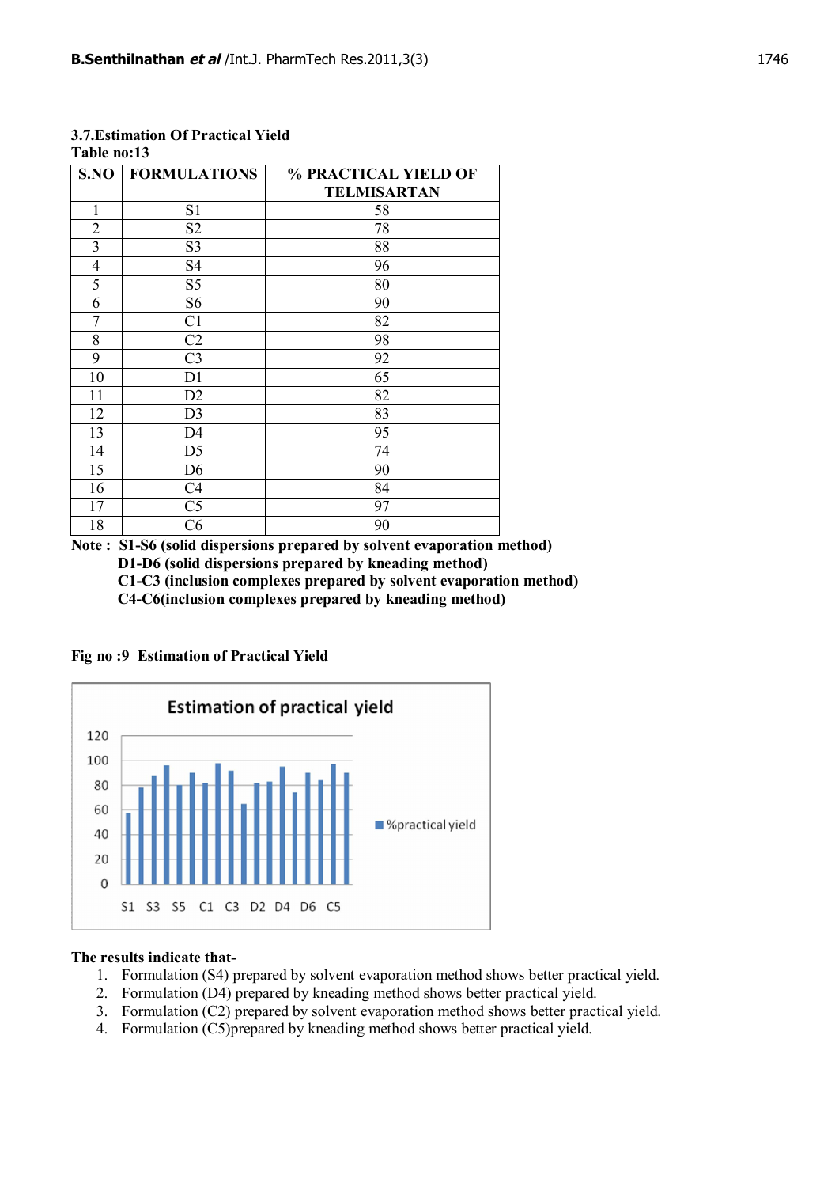### 3.7.Estimation Of Practical Yield

**Table no:13**

| S.NO | FORMULATIONS | % PRACTICAL YIELD OF TELMISARTAN |
|---|---|---|
| 1 | S1 | 58 |
| 2 | S2 | 78 |
| 3 | S3 | 88 |
| 4 | S4 | 96 |
| 5 | S5 | 80 |
| 6 | S6 | 90 |
| 7 | C1 | 82 |
| 8 | C2 | 98 |
| 9 | C3 | 92 |
| 10 | D1 | 65 |
| 11 | D2 | 82 |
| 12 | D3 | 83 |
| 13 | D4 | 95 |
| 14 | D5 | 74 |
| 15 | D6 | 90 |
| 16 | C4 | 84 |
| 17 | C5 | 97 |
| 18 | C6 | 90 |

**Note : S1-S6 (solid dispersions prepared by solvent evaporation method)**
**D1-D6 (solid dispersions prepared by kneading method)**
**C1-C3 (inclusion complexes prepared by solvent evaporation method)**
**C4-C6(inclusion complexes prepared by kneading method)**

**Fig no :9 Estimation of Practical Yield**

**The results indicate that-**

1. Formulation (S4) prepared by solvent evaporation method shows better practical yield.
2. Formulation (D4) prepared by kneading method shows better practical yield.
3. Formulation (C2) prepared by solvent evaporation method shows better practical yield.
4. Formulation (C5)prepared by kneading method shows better practical yield.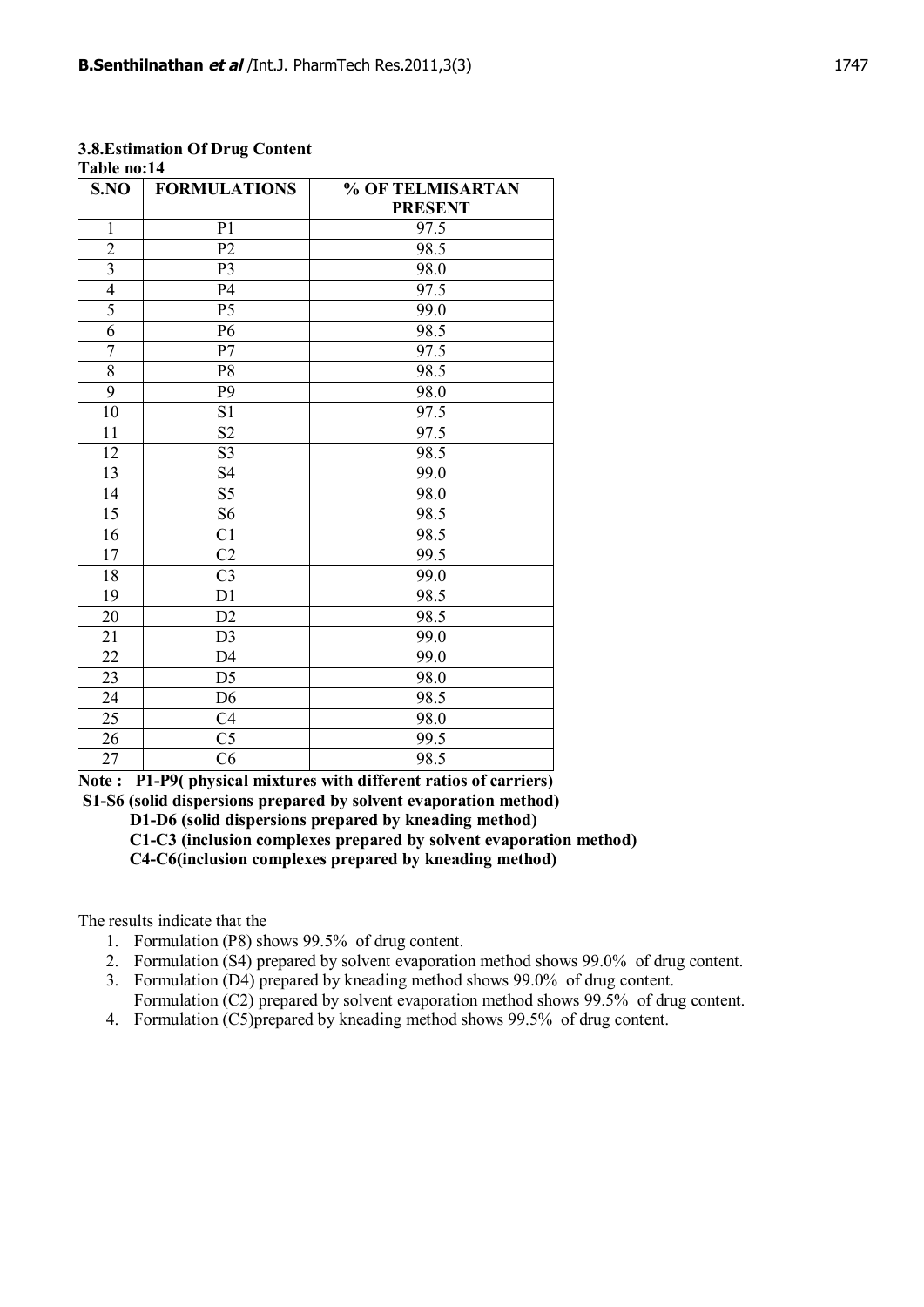### 3.8.Estimation Of Drug Content

**Table no:14**

| S.NO | FORMULATIONS | % OF TELMISARTAN PRESENT |
|---|---|---|
| 1 | P1 | 97.5 |
| 2 | P2 | 98.5 |
| 3 | P3 | 98.0 |
| 4 | P4 | 97.5 |
| 5 | P5 | 99.0 |
| 6 | P6 | 98.5 |
| 7 | P7 | 97.5 |
| 8 | P8 | 98.5 |
| 9 | P9 | 98.0 |
| 10 | S1 | 97.5 |
| 11 | S2 | 97.5 |
| 12 | S3 | 98.5 |
| 13 | S4 | 99.0 |
| 14 | S5 | 98.0 |
| 15 | S6 | 98.5 |
| 16 | C1 | 98.5 |
| 17 | C2 | 99.5 |
| 18 | C3 | 99.0 |
| 19 | D1 | 98.5 |
| 20 | D2 | 98.5 |
| 21 | D3 | 99.0 |
| 22 | D4 | 99.0 |
| 23 | D5 | 98.0 |
| 24 | D6 | 98.5 |
| 25 | C4 | 98.0 |
| 26 | C5 | 99.5 |
| 27 | C6 | 98.5 |

**Note : P1-P9( physical mixtures with different ratios of carriers)**
**S1-S6 (solid dispersions prepared by solvent evaporation method)**
**D1-D6 (solid dispersions prepared by kneading method)**
**C1-C3 (inclusion complexes prepared by solvent evaporation method)**
**C4-C6(inclusion complexes prepared by kneading method)**

The results indicate that the

1. Formulation (P8) shows 99.5% of drug content.
2. Formulation (S4) prepared by solvent evaporation method shows 99.0% of drug content.
3. Formulation (D4) prepared by kneading method shows 99.0% of drug content.
   Formulation (C2) prepared by solvent evaporation method shows 99.5% of drug content.
4. Formulation (C5)prepared by kneading method shows 99.5% of drug content.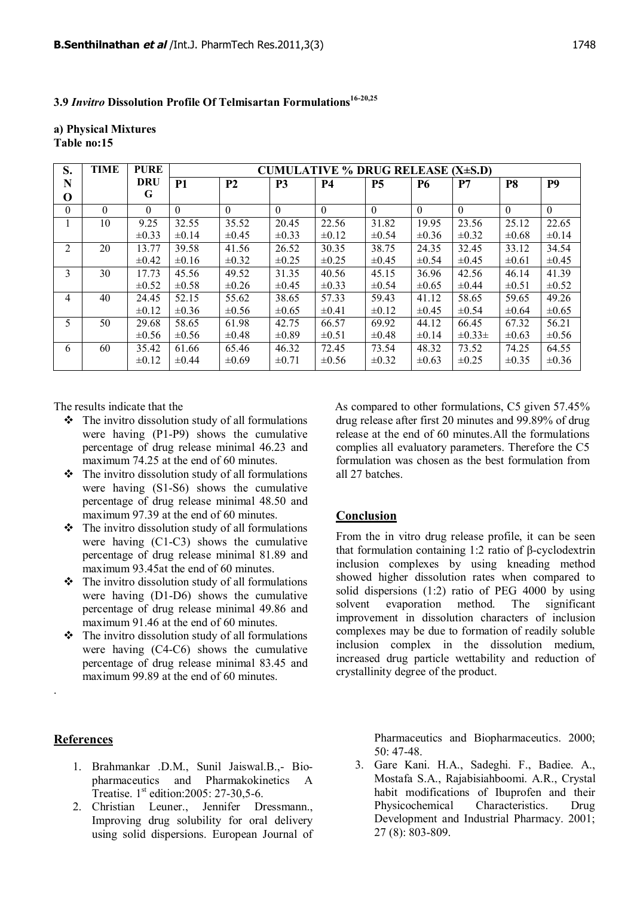### 3.9 *Invitro* Dissolution Profile Of Telmisartan Formulations[16-20,25]

**a) Physical Mixtures**
**Table no:15**

| S. NO | TIME | PURE DRUG | CUMULATIVE % DRUG RELEASE (X±S.D) | | | | | | | | |
|---|---|---|---|---|---|---|---|---|---|---|---|
| | | | P1 | P2 | P3 | P4 | P5 | P6 | P7 | P8 | P9 |
| 0 | 0 | 0 | 0 | 0 | 0 | 0 | 0 | 0 | 0 | 0 | 0 |
| 1 | 10 | 9.25 ±0.33 | 32.55 ±0.14 | 35.52 ±0.45 | 20.45 ±0.33 | 22.56 ±0.12 | 31.82 ±0.54 | 19.95 ±0.36 | 23.56 ±0.32 | 25.12 ±0.68 | 22.65 ±0.14 |
| 2 | 20 | 13.77 ±0.42 | 39.58 ±0.16 | 41.56 ±0.32 | 26.52 ±0.25 | 30.35 ±0.25 | 38.75 ±0.45 | 24.35 ±0.54 | 32.45 ±0.45 | 33.12 ±0.61 | 34.54 ±0.45 |
| 3 | 30 | 17.73 ±0.52 | 45.56 ±0.58 | 49.52 ±0.26 | 31.35 ±0.45 | 40.56 ±0.33 | 45.15 ±0.54 | 36.96 ±0.65 | 42.56 ±0.44 | 46.14 ±0.51 | 41.39 ±0.52 |
| 4 | 40 | 24.45 ±0.12 | 52.15 ±0.36 | 55.62 ±0.56 | 38.65 ±0.65 | 57.33 ±0.41 | 59.43 ±0.12 | 41.12 ±0.45 | 58.65 ±0.54 | 59.65 ±0.64 | 49.26 ±0.65 |
| 5 | 50 | 29.68 ±0.56 | 58.65 ±0.56 | 61.98 ±0.48 | 42.75 ±0.89 | 66.57 ±0.51 | 69.92 ±0.48 | 44.12 ±0.14 | 66.45 ±0.33± | 67.32 ±0.63 | 56.21 ±0.56 |
| 6 | 60 | 35.42 ±0.12 | 61.66 ±0.44 | 65.46 ±0.69 | 46.32 ±0.71 | 72.45 ±0.56 | 73.54 ±0.32 | 48.32 ±0.63 | 73.52 ±0.25 | 74.25 ±0.35 | 64.55 ±0.36 |

The results indicate that the

- The invitro dissolution study of all formulations were having (P1-P9) shows the cumulative percentage of drug release minimal 46.23 and maximum 74.25 at the end of 60 minutes.
- The invitro dissolution study of all formulations were having (S1-S6) shows the cumulative percentage of drug release minimal 48.50 and maximum 97.39 at the end of 60 minutes.
- The invitro dissolution study of all formulations were having (C1-C3) shows the cumulative percentage of drug release minimal 81.89 and maximum 93.45at the end of 60 minutes.
- The invitro dissolution study of all formulations were having (D1-D6) shows the cumulative percentage of drug release minimal 49.86 and maximum 91.46 at the end of 60 minutes.
- The invitro dissolution study of all formulations were having (C4-C6) shows the cumulative percentage of drug release minimal 83.45 and maximum 99.89 at the end of 60 minutes.

.

As compared to other formulations, C5 given 57.45% drug release after first 20 minutes and 99.89% of drug release at the end of 60 minutes.All the formulations complies all evaluatory parameters. Therefore the C5 formulation was chosen as the best formulation from all 27 batches.

## Conclusion

From the in vitro drug release profile, it can be seen that formulation containing 1:2 ratio of β-cyclodextrin inclusion complexes by using kneading method showed higher dissolution rates when compared to solid dispersions (1:2) ratio of PEG 4000 by using solvent evaporation method. The significant improvement in dissolution characters of inclusion complexes may be due to formation of readily soluble inclusion complex in the dissolution medium, increased drug particle wettability and reduction of crystallinity degree of the product.

## References

1. Brahmankar .D.M., Sunil Jaiswal.B.,- Bio-pharmaceutics and Pharmakokinetics A Treatise. 1st edition:2005: 27-30,5-6.
2. Christian Leuner., Jennifer Dressmann., Improving drug solubility for oral delivery using solid dispersions. European Journal of Pharmaceutics and Biopharmaceutics. 2000; 50: 47-48.
3. Gare Kani. H.A., Sadeghi. F., Badiee. A., Mostafa S.A., Rajabisiahboomi. A.R., Crystal habit modifications of Ibuprofen and their Physicochemical Characteristics. Drug Development and Industrial Pharmacy. 2001; 27 (8): 803-809.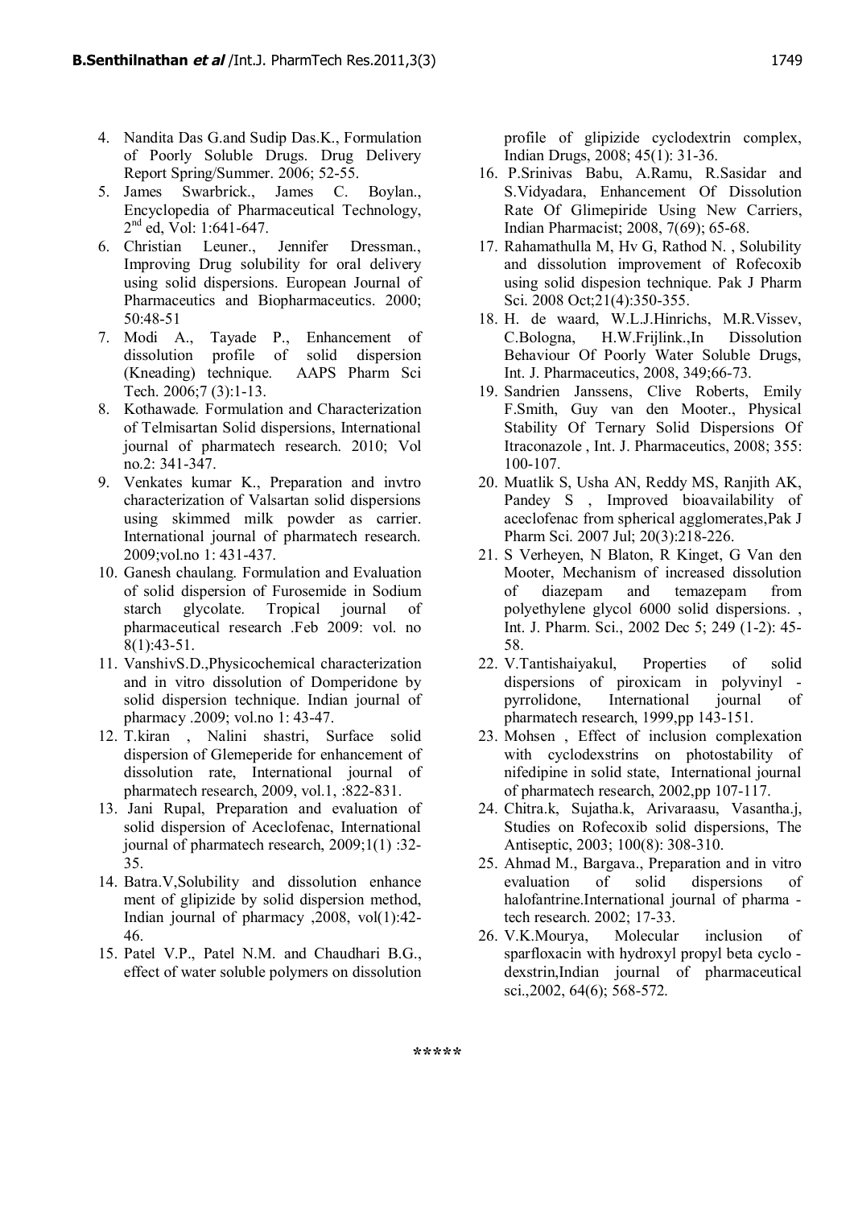4. Nandita Das G.and Sudip Das.K., Formulation of Poorly Soluble Drugs. Drug Delivery Report Spring/Summer. 2006; 52-55.
5. James Swarbrick., James C. Boylan., Encyclopedia of Pharmaceutical Technology, 2nd ed, Vol: 1:641-647.
6. Christian Leuner., Jennifer Dressman., Improving Drug solubility for oral delivery using solid dispersions. European Journal of Pharmaceutics and Biopharmaceutics. 2000; 50:48-51
7. Modi A., Tayade P., Enhancement of dissolution profile of solid dispersion (Kneading) technique. AAPS Pharm Sci Tech. 2006;7 (3):1-13.
8. Kothawade. Formulation and Characterization of Telmisartan Solid dispersions, International journal of pharmatech research. 2010; Vol no.2: 341-347.
9. Venkates kumar K., Preparation and invtro characterization of Valsartan solid dispersions using skimmed milk powder as carrier. International journal of pharmatech research. 2009;vol.no 1: 431-437.
10. Ganesh chaulang. Formulation and Evaluation of solid dispersion of Furosemide in Sodium starch glycolate. Tropical journal of pharmaceutical research .Feb 2009: vol. no 8(1):43-51.
11. VanshivS.D.,Physicochemical characterization and in vitro dissolution of Domperidone by solid dispersion technique. Indian journal of pharmacy .2009; vol.no 1: 43-47.
12. T.kiran , Nalini shastri, Surface solid dispersion of Glemeperide for enhancement of dissolution rate, International journal of pharmatech research, 2009, vol.1, :822-831.
13. Jani Rupal, Preparation and evaluation of solid dispersion of Aceclofenac, International journal of pharmatech research, 2009;1(1) :32-35.
14. Batra.V,Solubility and dissolution enhance ment of glipizide by solid dispersion method, Indian journal of pharmacy ,2008, vol(1):42-46.
15. Patel V.P., Patel N.M. and Chaudhari B.G., effect of water soluble polymers on dissolution profile of glipizide cyclodextrin complex, Indian Drugs, 2008; 45(1): 31-36.
16. P.Srinivas Babu, A.Ramu, R.Sasidar and S.Vidyadara, Enhancement Of Dissolution Rate Of Glimepiride Using New Carriers, Indian Pharmacist; 2008, 7(69); 65-68.
17. Rahamathulla M, Hv G, Rathod N. , Solubility and dissolution improvement of Rofecoxib using solid dispesion technique. Pak J Pharm Sci. 2008 Oct;21(4):350-355.
18. H. de waard, W.L.J.Hinrichs, M.R.Vissev, C.Bologna, H.W.Frijlink.,In Dissolution Behaviour Of Poorly Water Soluble Drugs, Int. J. Pharmaceutics, 2008, 349;66-73.
19. Sandrien Janssens, Clive Roberts, Emily F.Smith, Guy van den Mooter., Physical Stability Of Ternary Solid Dispersions Of Itraconazole , Int. J. Pharmaceutics, 2008; 355: 100-107.
20. Muatlik S, Usha AN, Reddy MS, Ranjith AK, Pandey S , Improved bioavailability of aceclofenac from spherical agglomerates,Pak J Pharm Sci. 2007 Jul; 20(3):218-226.
21. S Verheyen, N Blaton, R Kinget, G Van den Mooter, Mechanism of increased dissolution of diazepam and temazepam from polyethylene glycol 6000 solid dispersions. , Int. J. Pharm. Sci., 2002 Dec 5; 249 (1-2): 45-58.
22. V.Tantishaiyakul, Properties of solid dispersions of piroxicam in polyvinyl - pyrrolidone, International journal of pharmatech research, 1999,pp 143-151.
23. Mohsen , Effect of inclusion complexation with cyclodexstrins on photostability of nifedipine in solid state, International journal of pharmatech research, 2002,pp 107-117.
24. Chitra.k, Sujatha.k, Arivaraasu, Vasantha.j, Studies on Rofecoxib solid dispersions, The Antiseptic, 2003; 100(8): 308-310.
25. Ahmad M., Bargava., Preparation and in vitro evaluation of solid dispersions of halofantrine.International journal of pharma - tech research. 2002; 17-33.
26. V.K.Mourya, Molecular inclusion of sparfloxacin with hydroxyl propyl beta cyclo - dexstrin,Indian journal of pharmaceutical sci.,2002, 64(6); 568-572.

*****